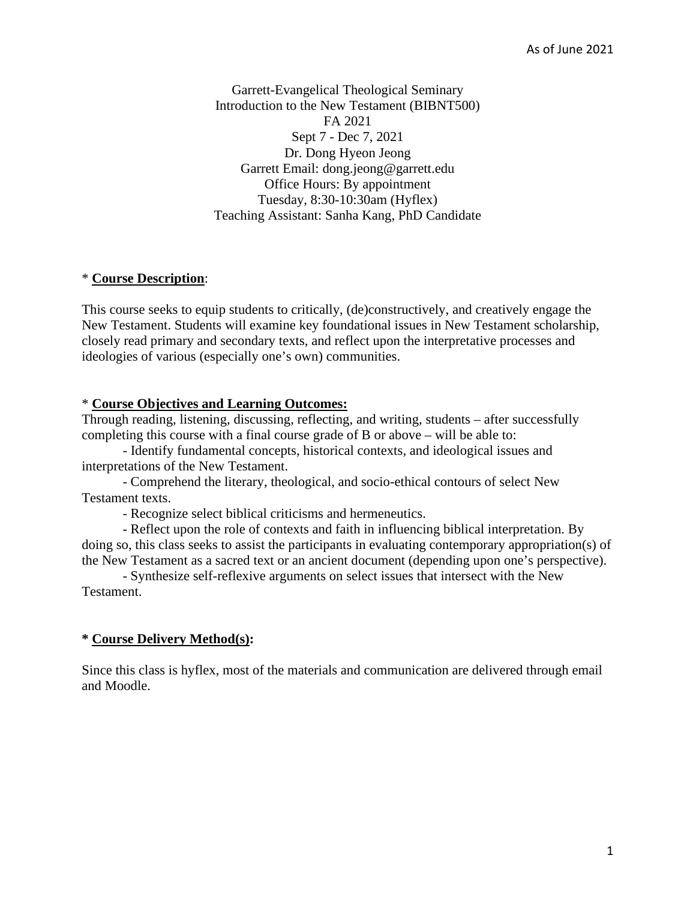As of June 2021

Garrett-Evangelical Theological Seminary
Introduction to the New Testament (BIBNT500)
FA 2021
Sept 7 - Dec 7, 2021
Dr. Dong Hyeon Jeong
Garrett Email: dong.jeong@garrett.edu
Office Hours: By appointment
Tuesday, 8:30-10:30am (Hyflex)
Teaching Assistant: Sanha Kang, PhD Candidate

## * **Course Description**:

This course seeks to equip students to critically, (de)constructively, and creatively engage the New Testament. Students will examine key foundational issues in New Testament scholarship, closely read primary and secondary texts, and reflect upon the interpretative processes and ideologies of various (especially one's own) communities.

## * **Course Objectives and Learning Outcomes:**

Through reading, listening, discussing, reflecting, and writing, students – after successfully completing this course with a final course grade of B or above – will be able to:

- Identify fundamental concepts, historical contexts, and ideological issues and interpretations of the New Testament.
- Comprehend the literary, theological, and socio-ethical contours of select New Testament texts.
- Recognize select biblical criticisms and hermeneutics.
- Reflect upon the role of contexts and faith in influencing biblical interpretation. By doing so, this class seeks to assist the participants in evaluating contemporary appropriation(s) of the New Testament as a sacred text or an ancient document (depending upon one's perspective).
- Synthesize self-reflexive arguments on select issues that intersect with the New Testament.

## **\* Course Delivery Method(s):**

Since this class is hyflex, most of the materials and communication are delivered through email and Moodle.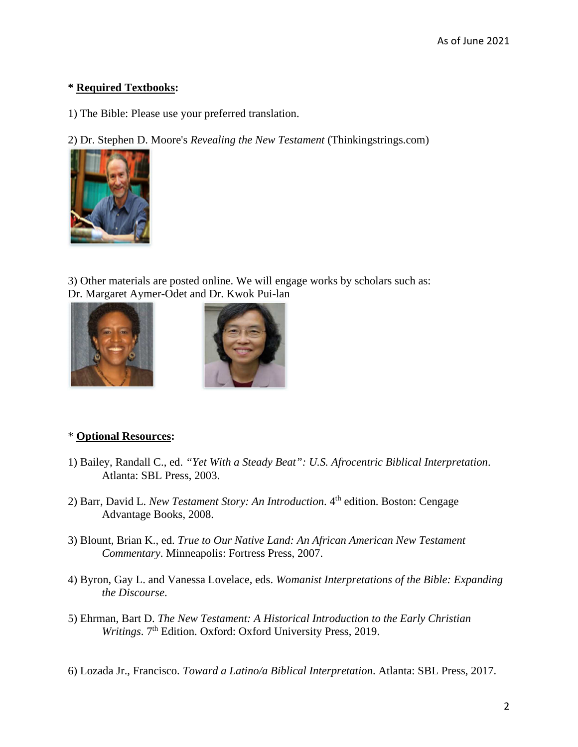As of June 2021

**\* Required Textbooks:**

1) The Bible: Please use your preferred translation.

2) Dr. Stephen D. Moore's *Revealing the New Testament* (Thinkingstrings.com)

3) Other materials are posted online. We will engage works by scholars such as:
Dr. Margaret Aymer-Odet and Dr. Kwok Pui-lan

\* **Optional Resources:**

1) Bailey, Randall C., ed. *"Yet With a Steady Beat": U.S. Afrocentric Biblical Interpretation*. Atlanta: SBL Press, 2003.

2) Barr, David L. *New Testament Story: An Introduction*. 4th edition. Boston: Cengage Advantage Books, 2008.

3) Blount, Brian K., ed. *True to Our Native Land: An African American New Testament Commentary*. Minneapolis: Fortress Press, 2007.

4) Byron, Gay L. and Vanessa Lovelace, eds. *Womanist Interpretations of the Bible: Expanding the Discourse*.

5) Ehrman, Bart D. *The New Testament: A Historical Introduction to the Early Christian Writings*. 7th Edition. Oxford: Oxford University Press, 2019.

6) Lozada Jr., Francisco. *Toward a Latino/a Biblical Interpretation*. Atlanta: SBL Press, 2017.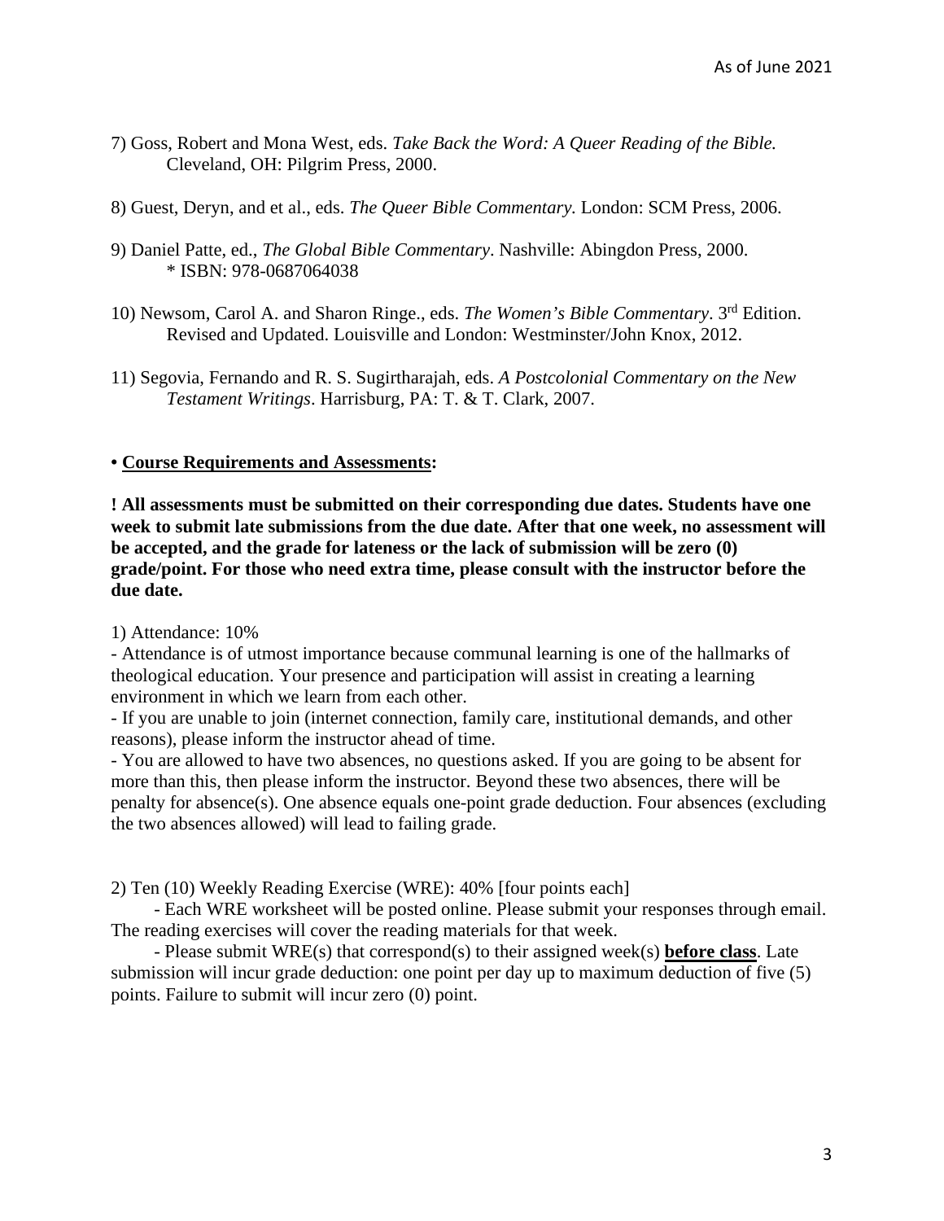7) Goss, Robert and Mona West, eds. *Take Back the Word: A Queer Reading of the Bible.* Cleveland, OH: Pilgrim Press, 2000.

8) Guest, Deryn, and et al., eds. *The Queer Bible Commentary.* London: SCM Press, 2006.

9) Daniel Patte, ed., *The Global Bible Commentary*. Nashville: Abingdon Press, 2000.
 * ISBN: 978-0687064038

10) Newsom, Carol A. and Sharon Ringe., eds. *The Women's Bible Commentary*. 3rd Edition. Revised and Updated. Louisville and London: Westminster/John Knox, 2012.

11) Segovia, Fernando and R. S. Sugirtharajah, eds. *A Postcolonial Commentary on the New Testament Writings*. Harrisburg, PA: T. & T. Clark, 2007.

**• <u>Course Requirements and Assessments</u>:**

**! All assessments must be submitted on their corresponding due dates. Students have one week to submit late submissions from the due date. After that one week, no assessment will be accepted, and the grade for lateness or the lack of submission will be zero (0) grade/point. For those who need extra time, please consult with the instructor before the due date.**

1) Attendance: 10%

- Attendance is of utmost importance because communal learning is one of the hallmarks of theological education. Your presence and participation will assist in creating a learning environment in which we learn from each other.
- If you are unable to join (internet connection, family care, institutional demands, and other reasons), please inform the instructor ahead of time.
- You are allowed to have two absences, no questions asked. If you are going to be absent for more than this, then please inform the instructor. Beyond these two absences, there will be penalty for absence(s). One absence equals one-point grade deduction. Four absences (excluding the two absences allowed) will lead to failing grade.

2) Ten (10) Weekly Reading Exercise (WRE): 40% [four points each]

- Each WRE worksheet will be posted online. Please submit your responses through email. The reading exercises will cover the reading materials for that week.
- Please submit WRE(s) that correspond(s) to their assigned week(s) **<u>before class</u>**. Late submission will incur grade deduction: one point per day up to maximum deduction of five (5) points. Failure to submit will incur zero (0) point.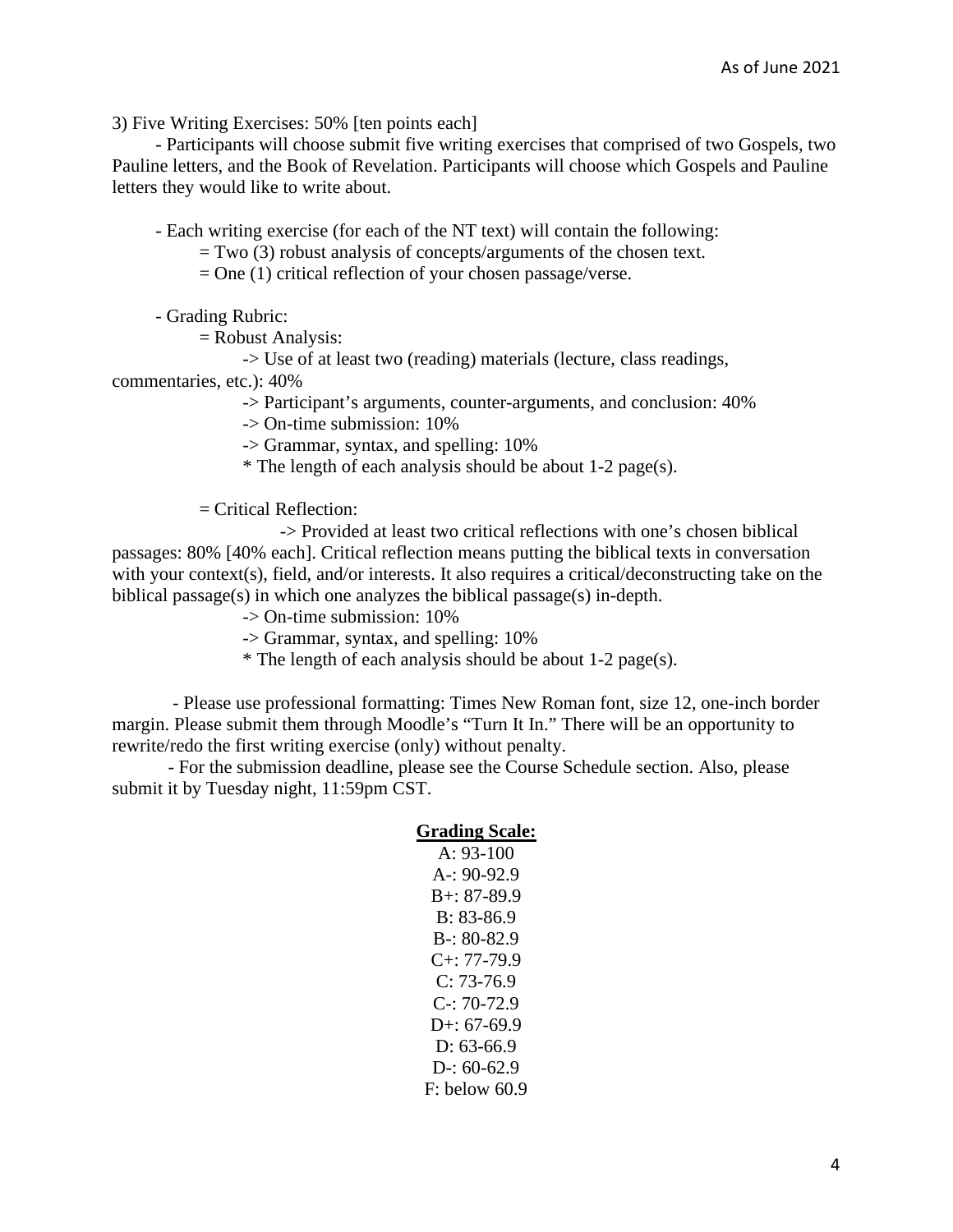3) Five Writing Exercises: 50% [ten points each]

- Participants will choose submit five writing exercises that comprised of two Gospels, two Pauline letters, and the Book of Revelation. Participants will choose which Gospels and Pauline letters they would like to write about.

- Each writing exercise (for each of the NT text) will contain the following:
  - = Two (3) robust analysis of concepts/arguments of the chosen text.
  - = One (1) critical reflection of your chosen passage/verse.

- Grading Rubric:
  - = Robust Analysis:
    - -> Use of at least two (reading) materials (lecture, class readings, commentaries, etc.): 40%
    - -> Participant's arguments, counter-arguments, and conclusion: 40%
    - -> On-time submission: 10%
    - -> Grammar, syntax, and spelling: 10%
    - * The length of each analysis should be about 1-2 page(s).
  - = Critical Reflection:
    - -> Provided at least two critical reflections with one's chosen biblical passages: 80% [40% each]. Critical reflection means putting the biblical texts in conversation with your context(s), field, and/or interests. It also requires a critical/deconstructing take on the biblical passage(s) in which one analyzes the biblical passage(s) in-depth.
    - -> On-time submission: 10%
    - -> Grammar, syntax, and spelling: 10%
    - * The length of each analysis should be about 1-2 page(s).

- Please use professional formatting: Times New Roman font, size 12, one-inch border margin. Please submit them through Moodle's "Turn It In." There will be an opportunity to rewrite/redo the first writing exercise (only) without penalty.
- For the submission deadline, please see the Course Schedule section. Also, please submit it by Tuesday night, 11:59pm CST.

**Grading Scale:**

A: 93-100
A-: 90-92.9
B+: 87-89.9
B: 83-86.9
B-: 80-82.9
C+: 77-79.9
C: 73-76.9
C-: 70-72.9
D+: 67-69.9
D: 63-66.9
D-: 60-62.9
F: below 60.9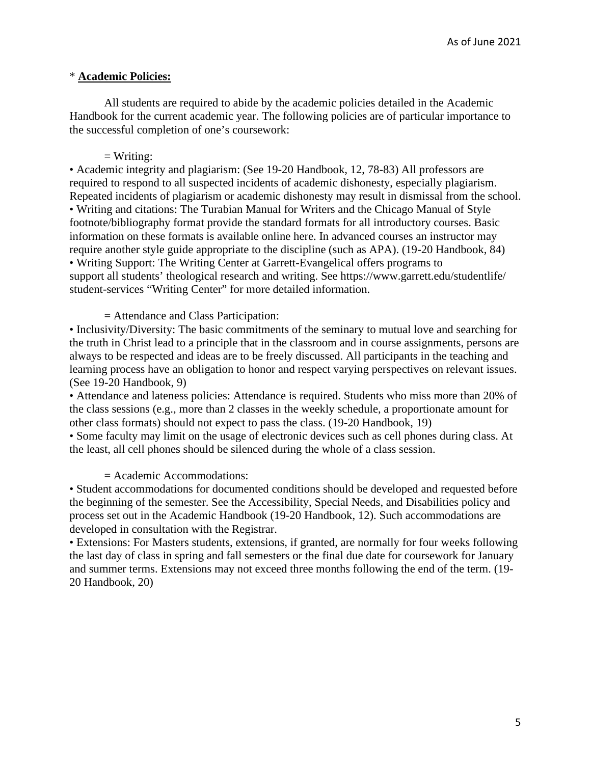\* **Academic Policies:**

All students are required to abide by the academic policies detailed in the Academic Handbook for the current academic year. The following policies are of particular importance to the successful completion of one's coursework:

= Writing:

- Academic integrity and plagiarism: (See 19-20 Handbook, 12, 78-83) All professors are required to respond to all suspected incidents of academic dishonesty, especially plagiarism. Repeated incidents of plagiarism or academic dishonesty may result in dismissal from the school.
- Writing and citations: The Turabian Manual for Writers and the Chicago Manual of Style footnote/bibliography format provide the standard formats for all introductory courses. Basic information on these formats is available online here. In advanced courses an instructor may require another style guide appropriate to the discipline (such as APA). (19-20 Handbook, 84)
- Writing Support: The Writing Center at Garrett-Evangelical offers programs to support all students' theological research and writing. See https://www.garrett.edu/studentlife/student-services "Writing Center" for more detailed information.

= Attendance and Class Participation:

- Inclusivity/Diversity: The basic commitments of the seminary to mutual love and searching for the truth in Christ lead to a principle that in the classroom and in course assignments, persons are always to be respected and ideas are to be freely discussed. All participants in the teaching and learning process have an obligation to honor and respect varying perspectives on relevant issues. (See 19-20 Handbook, 9)
- Attendance and lateness policies: Attendance is required. Students who miss more than 20% of the class sessions (e.g., more than 2 classes in the weekly schedule, a proportionate amount for other class formats) should not expect to pass the class. (19-20 Handbook, 19)
- Some faculty may limit on the usage of electronic devices such as cell phones during class. At the least, all cell phones should be silenced during the whole of a class session.

= Academic Accommodations:

- Student accommodations for documented conditions should be developed and requested before the beginning of the semester. See the Accessibility, Special Needs, and Disabilities policy and process set out in the Academic Handbook (19-20 Handbook, 12). Such accommodations are developed in consultation with the Registrar.
- Extensions: For Masters students, extensions, if granted, are normally for four weeks following the last day of class in spring and fall semesters or the final due date for coursework for January and summer terms. Extensions may not exceed three months following the end of the term. (19-20 Handbook, 20)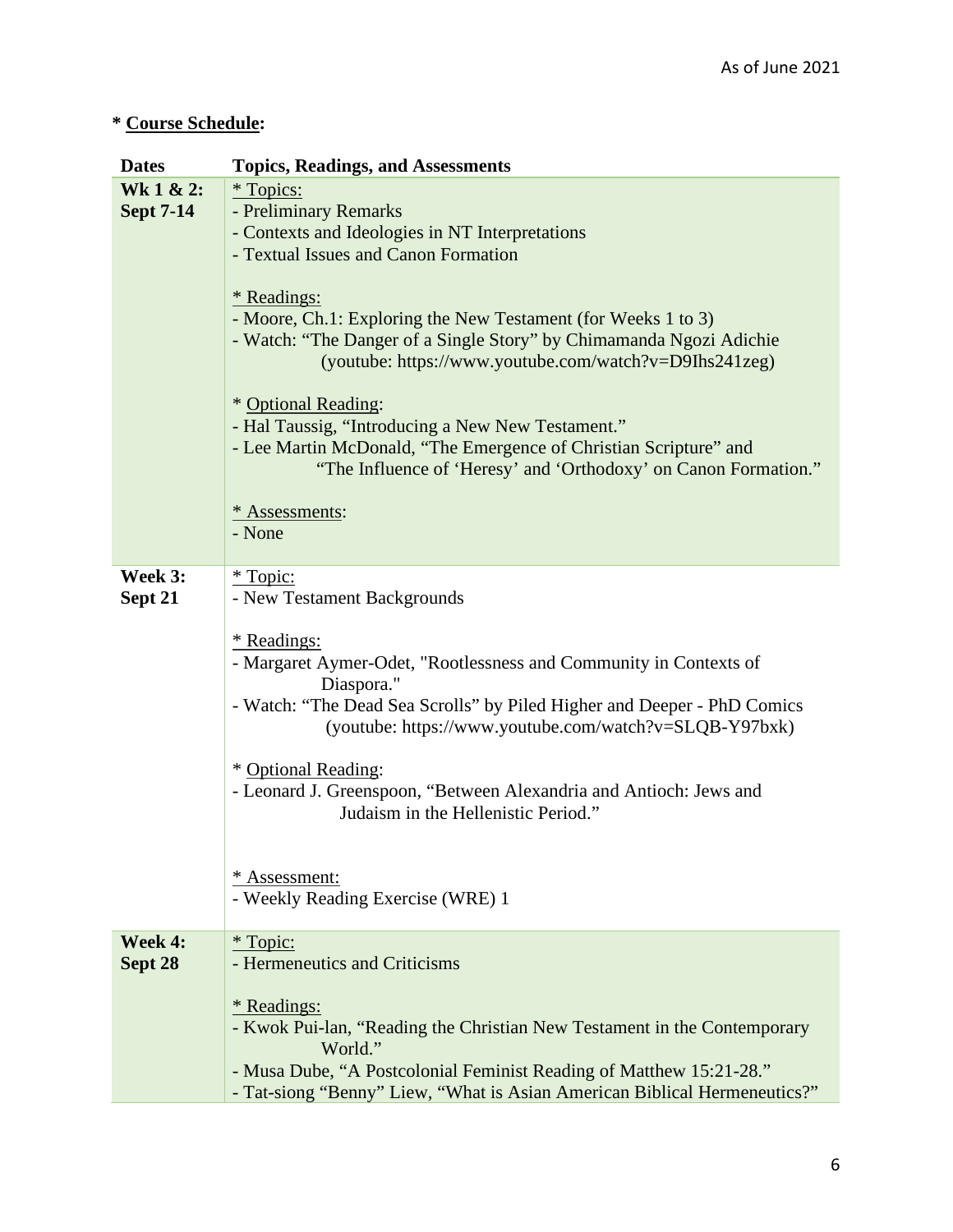**\* Course Schedule:**

| Dates | Topics, Readings, and Assessments |
|---|---|
| **Wk 1 & 2: Sept 7-14** | * Topics:<br>- Preliminary Remarks<br>- Contexts and Ideologies in NT Interpretations<br>- Textual Issues and Canon Formation<br><br>* Readings:<br>- Moore, Ch.1: Exploring the New Testament (for Weeks 1 to 3)<br>- Watch: "The Danger of a Single Story" by Chimamanda Ngozi Adichie (youtube: https://www.youtube.com/watch?v=D9Ihs241zeg)<br><br>* Optional Reading:<br>- Hal Taussig, "Introducing a New New Testament."<br>- Lee Martin McDonald, "The Emergence of Christian Scripture" and "The Influence of 'Heresy' and 'Orthodoxy' on Canon Formation."<br><br>* Assessments:<br>- None |
| **Week 3: Sept 21** | * Topic:<br>- New Testament Backgrounds<br><br>* Readings:<br>- Margaret Aymer-Odet, "Rootlessness and Community in Contexts of Diaspora."<br>- Watch: "The Dead Sea Scrolls" by Piled Higher and Deeper - PhD Comics (youtube: https://www.youtube.com/watch?v=SLQB-Y97bxk)<br><br>* Optional Reading:<br>- Leonard J. Greenspoon, "Between Alexandria and Antioch: Jews and Judaism in the Hellenistic Period."<br><br>* Assessment:<br>- Weekly Reading Exercise (WRE) 1 |
| **Week 4: Sept 28** | * Topic:<br>- Hermeneutics and Criticisms<br><br>* Readings:<br>- Kwok Pui-lan, "Reading the Christian New Testament in the Contemporary World."<br>- Musa Dube, "A Postcolonial Feminist Reading of Matthew 15:21-28."<br>- Tat-siong "Benny" Liew, "What is Asian American Biblical Hermeneutics?" |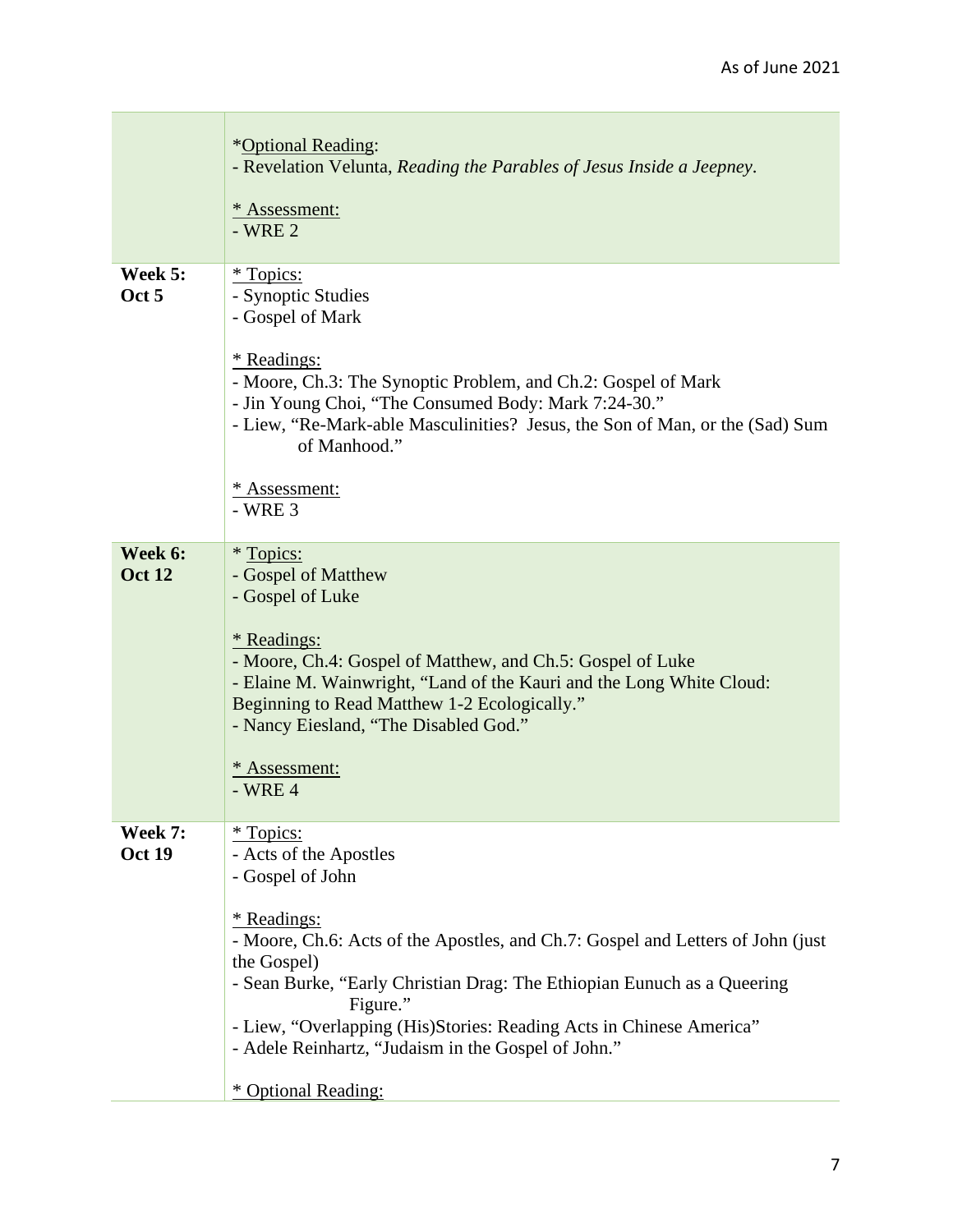| | |
|---|---|
| | \*Optional Reading:<br>- Revelation Velunta, *Reading the Parables of Jesus Inside a Jeepney*.<br><br>\* Assessment:<br>- WRE 2 |
| **Week 5: Oct 5** | \* Topics:<br>- Synoptic Studies<br>- Gospel of Mark<br><br>\* Readings:<br>- Moore, Ch.3: The Synoptic Problem, and Ch.2: Gospel of Mark<br>- Jin Young Choi, "The Consumed Body: Mark 7:24-30."<br>- Liew, "Re-Mark-able Masculinities? Jesus, the Son of Man, or the (Sad) Sum of Manhood."<br><br>\* Assessment:<br>- WRE 3 |
| **Week 6: Oct 12** | \* Topics:<br>- Gospel of Matthew<br>- Gospel of Luke<br><br>\* Readings:<br>- Moore, Ch.4: Gospel of Matthew, and Ch.5: Gospel of Luke<br>- Elaine M. Wainwright, "Land of the Kauri and the Long White Cloud: Beginning to Read Matthew 1-2 Ecologically."<br>- Nancy Eiesland, "The Disabled God."<br><br>\* Assessment:<br>- WRE 4 |
| **Week 7: Oct 19** | \* Topics:<br>- Acts of the Apostles<br>- Gospel of John<br><br>\* Readings:<br>- Moore, Ch.6: Acts of the Apostles, and Ch.7: Gospel and Letters of John (just the Gospel)<br>- Sean Burke, "Early Christian Drag: The Ethiopian Eunuch as a Queering Figure."<br>- Liew, "Overlapping (His)Stories: Reading Acts in Chinese America"<br>- Adele Reinhartz, "Judaism in the Gospel of John."<br><br>\* Optional Reading: |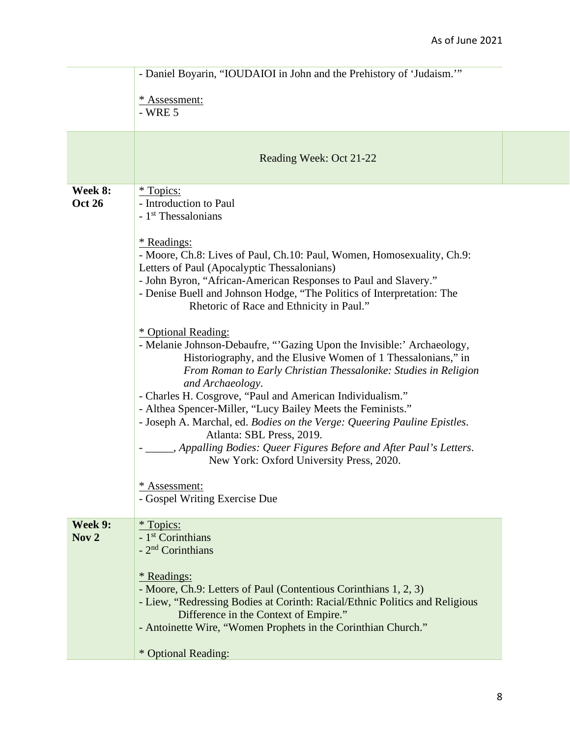| | |
|---|---|
| | - Daniel Boyarin, "IOUDAIOI in John and the Prehistory of 'Judaism.'"<br><br>* Assessment:<br>- WRE 5 |
| | Reading Week: Oct 21-22 |
| **Week 8: Oct 26** | * Topics:<br>- Introduction to Paul<br>- 1st Thessalonians<br><br>* Readings:<br>- Moore, Ch.8: Lives of Paul, Ch.10: Paul, Women, Homosexuality, Ch.9: Letters of Paul (Apocalyptic Thessalonians)<br>- John Byron, "African-American Responses to Paul and Slavery."<br>- Denise Buell and Johnson Hodge, "The Politics of Interpretation: The Rhetoric of Race and Ethnicity in Paul."<br><br>* Optional Reading:<br>- Melanie Johnson-Debaufre, "'Gazing Upon the Invisible:' Archaeology, Historiography, and the Elusive Women of 1 Thessalonians," in *From Roman to Early Christian Thessalonike: Studies in Religion and Archaeology*.<br>- Charles H. Cosgrove, "Paul and American Individualism."<br>- Althea Spencer-Miller, "Lucy Bailey Meets the Feminists."<br>- Joseph A. Marchal, ed. *Bodies on the Verge: Queering Pauline Epistles*. Atlanta: SBL Press, 2019.<br>- _____, *Appalling Bodies: Queer Figures Before and After Paul's Letters*. New York: Oxford University Press, 2020.<br><br>* Assessment:<br>- Gospel Writing Exercise Due |
| **Week 9: Nov 2** | * Topics:<br>- 1st Corinthians<br>- 2nd Corinthians<br><br>* Readings:<br>- Moore, Ch.9: Letters of Paul (Contentious Corinthians 1, 2, 3)<br>- Liew, "Redressing Bodies at Corinth: Racial/Ethnic Politics and Religious Difference in the Context of Empire."<br>- Antoinette Wire, "Women Prophets in the Corinthian Church."<br><br>* Optional Reading: |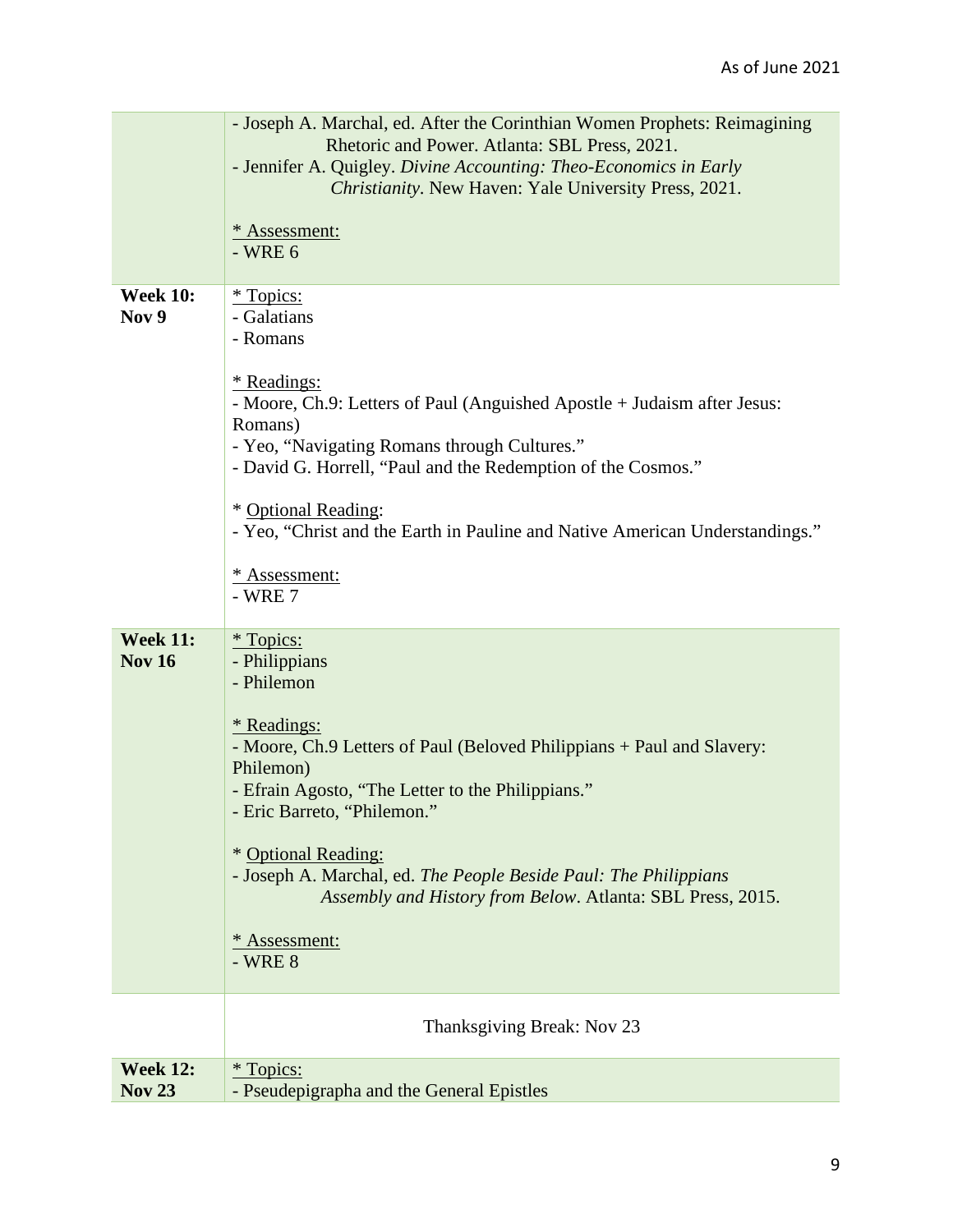| | |
|---|---|
| | - Joseph A. Marchal, ed. After the Corinthian Women Prophets: Reimagining Rhetoric and Power. Atlanta: SBL Press, 2021.<br>- Jennifer A. Quigley. *Divine Accounting: Theo-Economics in Early Christianity*. New Haven: Yale University Press, 2021.<br><br>* Assessment:<br>- WRE 6 |
| **Week 10: Nov 9** | * Topics:<br>- Galatians<br>- Romans<br><br>* Readings:<br>- Moore, Ch.9: Letters of Paul (Anguished Apostle + Judaism after Jesus: Romans)<br>- Yeo, "Navigating Romans through Cultures."<br>- David G. Horrell, "Paul and the Redemption of the Cosmos."<br><br>* Optional Reading:<br>- Yeo, "Christ and the Earth in Pauline and Native American Understandings."<br><br>* Assessment:<br>- WRE 7 |
| **Week 11: Nov 16** | * Topics:<br>- Philippians<br>- Philemon<br><br>* Readings:<br>- Moore, Ch.9 Letters of Paul (Beloved Philippians + Paul and Slavery: Philemon)<br>- Efrain Agosto, "The Letter to the Philippians."<br>- Eric Barreto, "Philemon."<br><br>* Optional Reading:<br>- Joseph A. Marchal, ed. *The People Beside Paul: The Philippians Assembly and History from Below*. Atlanta: SBL Press, 2015.<br><br>* Assessment:<br>- WRE 8 |
| | Thanksgiving Break: Nov 23 |
| **Week 12: Nov 23** | * Topics:<br>- Pseudepigrapha and the General Epistles |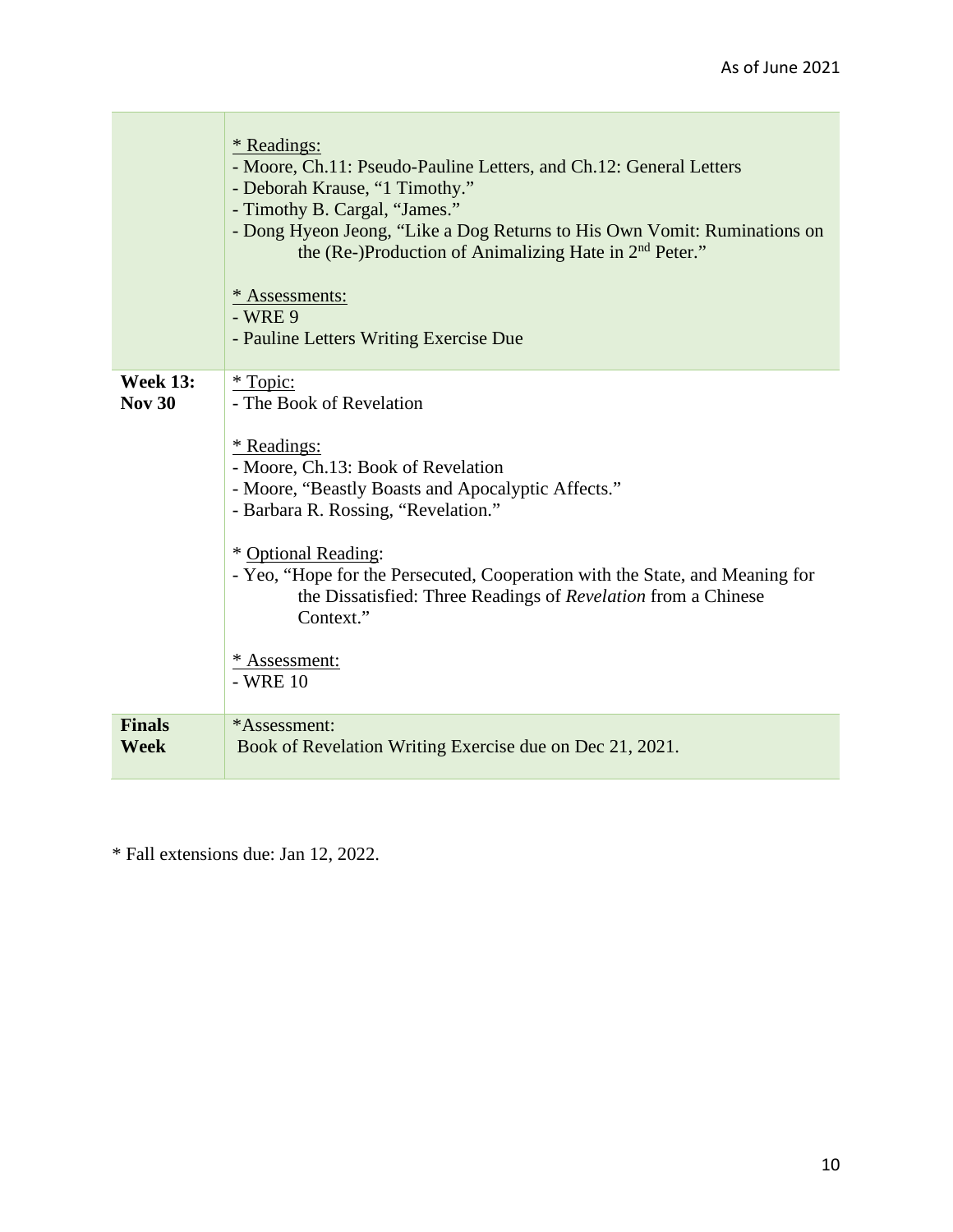| | |
|---|---|
| | * Readings:<br>- Moore, Ch.11: Pseudo-Pauline Letters, and Ch.12: General Letters<br>- Deborah Krause, "1 Timothy."<br>- Timothy B. Cargal, "James."<br>- Dong Hyeon Jeong, "Like a Dog Returns to His Own Vomit: Ruminations on the (Re-)Production of Animalizing Hate in 2nd Peter."<br><br>* Assessments:<br>- WRE 9<br>- Pauline Letters Writing Exercise Due |
| **Week 13: Nov 30** | * Topic:<br>- The Book of Revelation<br><br>* Readings:<br>- Moore, Ch.13: Book of Revelation<br>- Moore, "Beastly Boasts and Apocalyptic Affects."<br>- Barbara R. Rossing, "Revelation."<br><br>* Optional Reading:<br>- Yeo, "Hope for the Persecuted, Cooperation with the State, and Meaning for the Dissatisfied: Three Readings of *Revelation* from a Chinese Context."<br><br>* Assessment:<br>- WRE 10 |
| **Finals Week** | *Assessment:<br>Book of Revelation Writing Exercise due on Dec 21, 2021. |

* Fall extensions due: Jan 12, 2022.